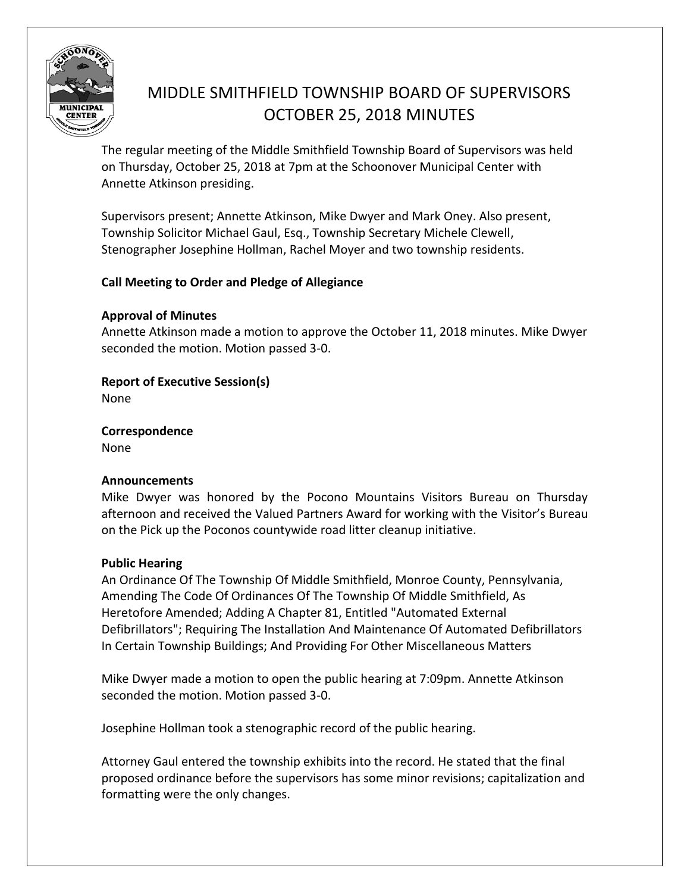# MIDDLE SMITHFIELD TOWNSHIP BOARD OF SUPERVISORS OCTOBER 25, 2018 MINUTES

The regular meeting of the Middle Smithfield Township Board of Supervisors was held on Thursday, October 25, 2018 at 7pm at the Schoonover Municipal Center with Annette Atkinson presiding.

Supervisors present; Annette Atkinson, Mike Dwyer and Mark Oney. Also present, Township Solicitor Michael Gaul, Esq., Township Secretary Michele Clewell, Stenographer Josephine Hollman, Rachel Moyer and two township residents.

**Call Meeting to Order and Pledge of Allegiance**

**Approval of Minutes**
Annette Atkinson made a motion to approve the October 11, 2018 minutes. Mike Dwyer seconded the motion. Motion passed 3-0.

**Report of Executive Session(s)**
None

**Correspondence**
None

**Announcements**
Mike Dwyer was honored by the Pocono Mountains Visitors Bureau on Thursday afternoon and received the Valued Partners Award for working with the Visitor's Bureau on the Pick up the Poconos countywide road litter cleanup initiative.

**Public Hearing**
An Ordinance Of The Township Of Middle Smithfield, Monroe County, Pennsylvania, Amending The Code Of Ordinances Of The Township Of Middle Smithfield, As Heretofore Amended; Adding A Chapter 81, Entitled "Automated External Defibrillators"; Requiring The Installation And Maintenance Of Automated Defibrillators In Certain Township Buildings; And Providing For Other Miscellaneous Matters

Mike Dwyer made a motion to open the public hearing at 7:09pm. Annette Atkinson seconded the motion. Motion passed 3-0.

Josephine Hollman took a stenographic record of the public hearing.

Attorney Gaul entered the township exhibits into the record. He stated that the final proposed ordinance before the supervisors has some minor revisions; capitalization and formatting were the only changes.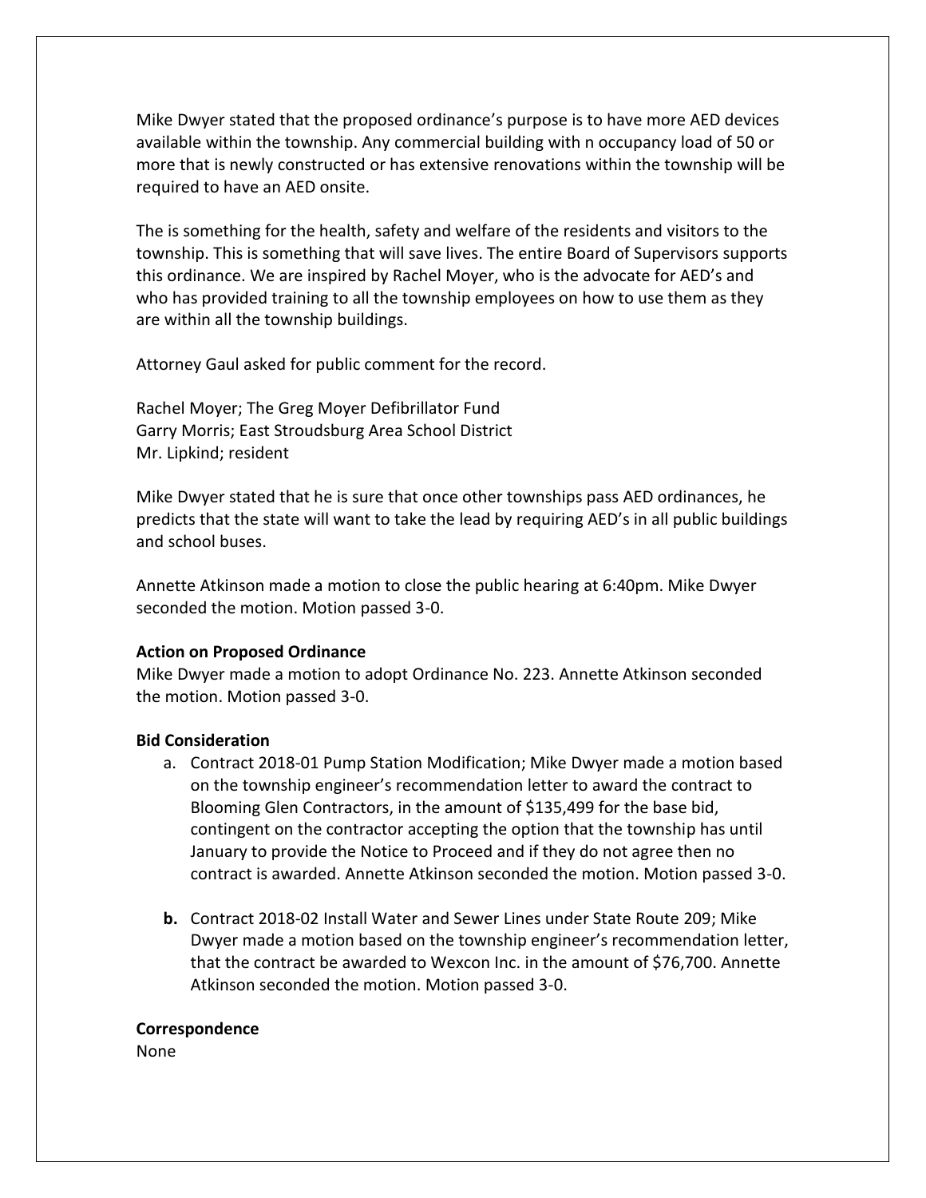Mike Dwyer stated that the proposed ordinance's purpose is to have more AED devices available within the township. Any commercial building with n occupancy load of 50 or more that is newly constructed or has extensive renovations within the township will be required to have an AED onsite.

The is something for the health, safety and welfare of the residents and visitors to the township. This is something that will save lives. The entire Board of Supervisors supports this ordinance. We are inspired by Rachel Moyer, who is the advocate for AED's and who has provided training to all the township employees on how to use them as they are within all the township buildings.

Attorney Gaul asked for public comment for the record.

Rachel Moyer; The Greg Moyer Defibrillator Fund
Garry Morris; East Stroudsburg Area School District
Mr. Lipkind; resident

Mike Dwyer stated that he is sure that once other townships pass AED ordinances, he predicts that the state will want to take the lead by requiring AED's in all public buildings and school buses.

Annette Atkinson made a motion to close the public hearing at 6:40pm. Mike Dwyer seconded the motion. Motion passed 3-0.

**Action on Proposed Ordinance**
Mike Dwyer made a motion to adopt Ordinance No. 223. Annette Atkinson seconded the motion. Motion passed 3-0.

**Bid Consideration**

a. Contract 2018-01 Pump Station Modification; Mike Dwyer made a motion based on the township engineer's recommendation letter to award the contract to Blooming Glen Contractors, in the amount of $135,499 for the base bid, contingent on the contractor accepting the option that the township has until January to provide the Notice to Proceed and if they do not agree then no contract is awarded. Annette Atkinson seconded the motion. Motion passed 3-0.

**b.** Contract 2018-02 Install Water and Sewer Lines under State Route 209; Mike Dwyer made a motion based on the township engineer's recommendation letter, that the contract be awarded to Wexcon Inc. in the amount of $76,700. Annette Atkinson seconded the motion. Motion passed 3-0.

**Correspondence**
None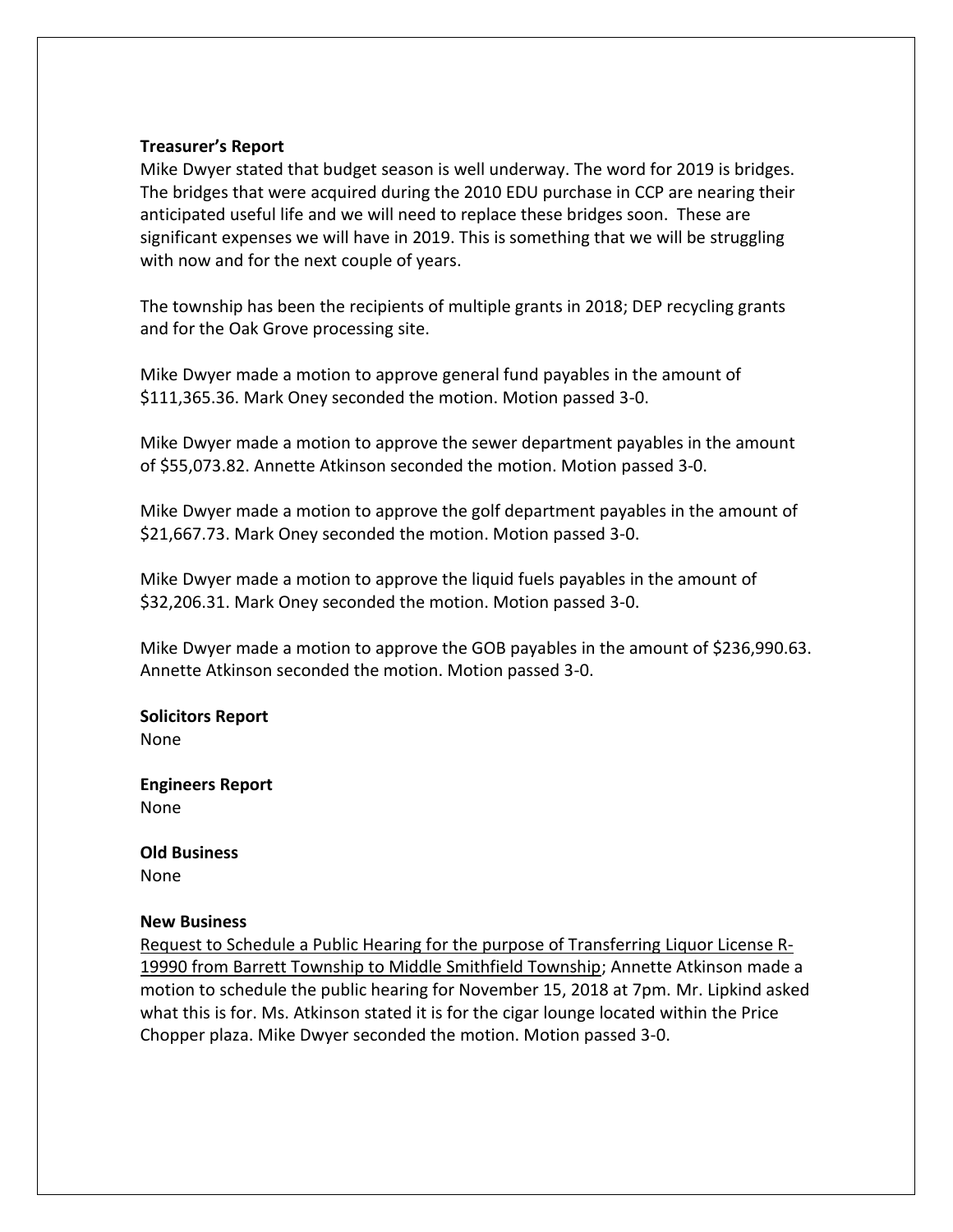**Treasurer's Report**

Mike Dwyer stated that budget season is well underway. The word for 2019 is bridges. The bridges that were acquired during the 2010 EDU purchase in CCP are nearing their anticipated useful life and we will need to replace these bridges soon. These are significant expenses we will have in 2019. This is something that we will be struggling with now and for the next couple of years.

The township has been the recipients of multiple grants in 2018; DEP recycling grants and for the Oak Grove processing site.

Mike Dwyer made a motion to approve general fund payables in the amount of $111,365.36. Mark Oney seconded the motion. Motion passed 3-0.

Mike Dwyer made a motion to approve the sewer department payables in the amount of $55,073.82. Annette Atkinson seconded the motion. Motion passed 3-0.

Mike Dwyer made a motion to approve the golf department payables in the amount of $21,667.73. Mark Oney seconded the motion. Motion passed 3-0.

Mike Dwyer made a motion to approve the liquid fuels payables in the amount of $32,206.31. Mark Oney seconded the motion. Motion passed 3-0.

Mike Dwyer made a motion to approve the GOB payables in the amount of $236,990.63. Annette Atkinson seconded the motion. Motion passed 3-0.

**Solicitors Report**

None

**Engineers Report**

None

**Old Business**

None

**New Business**

Request to Schedule a Public Hearing for the purpose of Transferring Liquor License R-19990 from Barrett Township to Middle Smithfield Township; Annette Atkinson made a motion to schedule the public hearing for November 15, 2018 at 7pm. Mr. Lipkind asked what this is for. Ms. Atkinson stated it is for the cigar lounge located within the Price Chopper plaza. Mike Dwyer seconded the motion. Motion passed 3-0.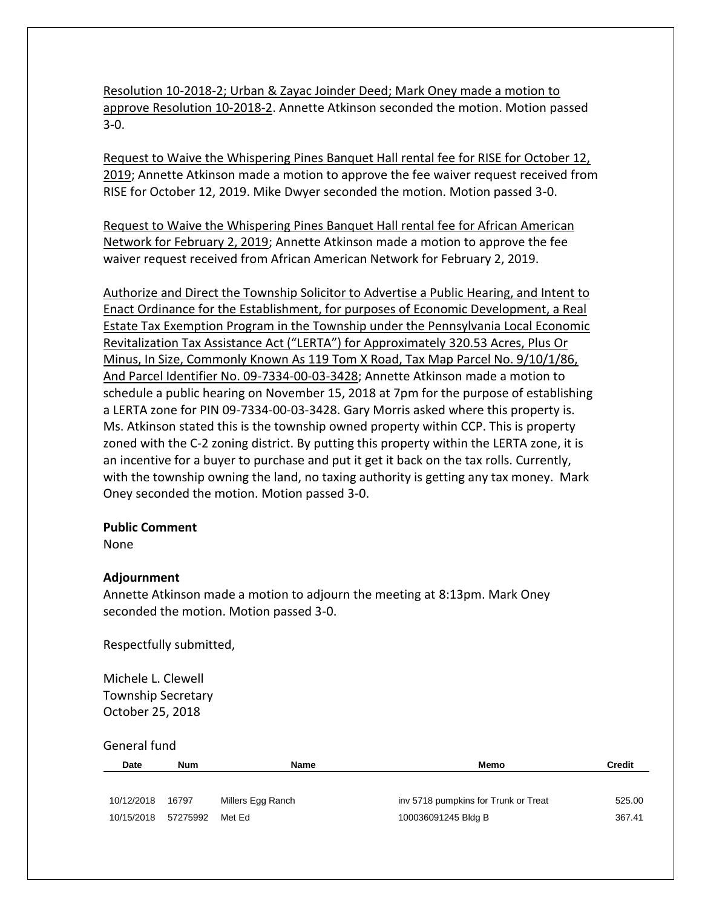Resolution 10-2018-2; Urban & Zayac Joinder Deed; Mark Oney made a motion to approve Resolution 10-2018-2. Annette Atkinson seconded the motion. Motion passed 3-0.

Request to Waive the Whispering Pines Banquet Hall rental fee for RISE for October 12, 2019; Annette Atkinson made a motion to approve the fee waiver request received from RISE for October 12, 2019. Mike Dwyer seconded the motion. Motion passed 3-0.

Request to Waive the Whispering Pines Banquet Hall rental fee for African American Network for February 2, 2019; Annette Atkinson made a motion to approve the fee waiver request received from African American Network for February 2, 2019.

Authorize and Direct the Township Solicitor to Advertise a Public Hearing, and Intent to Enact Ordinance for the Establishment, for purposes of Economic Development, a Real Estate Tax Exemption Program in the Township under the Pennsylvania Local Economic Revitalization Tax Assistance Act ("LERTA") for Approximately 320.53 Acres, Plus Or Minus, In Size, Commonly Known As 119 Tom X Road, Tax Map Parcel No. 9/10/1/86, And Parcel Identifier No. 09-7334-00-03-3428; Annette Atkinson made a motion to schedule a public hearing on November 15, 2018 at 7pm for the purpose of establishing a LERTA zone for PIN 09-7334-00-03-3428. Gary Morris asked where this property is. Ms. Atkinson stated this is the township owned property within CCP. This is property zoned with the C-2 zoning district. By putting this property within the LERTA zone, it is an incentive for a buyer to purchase and put it get it back on the tax rolls. Currently, with the township owning the land, no taxing authority is getting any tax money. Mark Oney seconded the motion. Motion passed 3-0.

**Public Comment**

None

**Adjournment**

Annette Atkinson made a motion to adjourn the meeting at 8:13pm. Mark Oney seconded the motion. Motion passed 3-0.

Respectfully submitted,

Michele L. Clewell
Township Secretary
October 25, 2018

General fund

| Date | Num | Name | Memo | Credit |
|---|---|---|---|---|
| 10/12/2018 | 16797 | Millers Egg Ranch | inv 5718 pumpkins for Trunk or Treat | 525.00 |
| 10/15/2018 | 57275992 | Met Ed | 100036091245 Bldg B | 367.41 |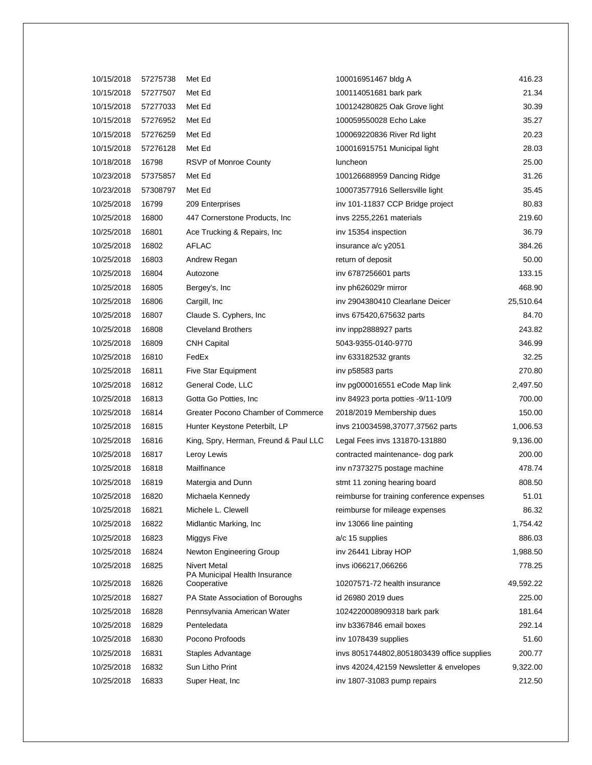| | | | | |
|---|---|---|---|---|
| 10/15/2018 | 57275738 | Met Ed | 100016951467 bldg A | 416.23 |
| 10/15/2018 | 57277507 | Met Ed | 100114051681 bark park | 21.34 |
| 10/15/2018 | 57277033 | Met Ed | 100124280825 Oak Grove light | 30.39 |
| 10/15/2018 | 57276952 | Met Ed | 100059550028 Echo Lake | 35.27 |
| 10/15/2018 | 57276259 | Met Ed | 100069220836 River Rd light | 20.23 |
| 10/15/2018 | 57276128 | Met Ed | 100016915751 Municipal light | 28.03 |
| 10/18/2018 | 16798 | RSVP of Monroe County | luncheon | 25.00 |
| 10/23/2018 | 57375857 | Met Ed | 100126688959 Dancing Ridge | 31.26 |
| 10/23/2018 | 57308797 | Met Ed | 100073577916 Sellersville light | 35.45 |
| 10/25/2018 | 16799 | 209 Enterprises | inv 101-11837 CCP Bridge project | 80.83 |
| 10/25/2018 | 16800 | 447 Cornerstone Products, Inc | invs 2255,2261 materials | 219.60 |
| 10/25/2018 | 16801 | Ace Trucking & Repairs, Inc | inv 15354 inspection | 36.79 |
| 10/25/2018 | 16802 | AFLAC | insurance a/c y2051 | 384.26 |
| 10/25/2018 | 16803 | Andrew Regan | return of deposit | 50.00 |
| 10/25/2018 | 16804 | Autozone | inv 6787256601 parts | 133.15 |
| 10/25/2018 | 16805 | Bergey's, Inc | inv ph626029r mirror | 468.90 |
| 10/25/2018 | 16806 | Cargill, Inc | inv 2904380410 Clearlane Deicer | 25,510.64 |
| 10/25/2018 | 16807 | Claude S. Cyphers, Inc | invs 675420,675632 parts | 84.70 |
| 10/25/2018 | 16808 | Cleveland Brothers | inv inpp2888927 parts | 243.82 |
| 10/25/2018 | 16809 | CNH Capital | 5043-9355-0140-9770 | 346.99 |
| 10/25/2018 | 16810 | FedEx | inv 633182532 grants | 32.25 |
| 10/25/2018 | 16811 | Five Star Equipment | inv p58583 parts | 270.80 |
| 10/25/2018 | 16812 | General Code, LLC | inv pg000016551 eCode Map link | 2,497.50 |
| 10/25/2018 | 16813 | Gotta Go Potties, Inc | inv 84923 porta potties -9/11-10/9 | 700.00 |
| 10/25/2018 | 16814 | Greater Pocono Chamber of Commerce | 2018/2019 Membership dues | 150.00 |
| 10/25/2018 | 16815 | Hunter Keystone Peterbilt, LP | invs 210034598,37077,37562 parts | 1,006.53 |
| 10/25/2018 | 16816 | King, Spry, Herman, Freund & Paul LLC | Legal Fees invs 131870-131880 | 9,136.00 |
| 10/25/2018 | 16817 | Leroy Lewis | contracted maintenance- dog park | 200.00 |
| 10/25/2018 | 16818 | Mailfinance | inv n7373275 postage machine | 478.74 |
| 10/25/2018 | 16819 | Matergia and Dunn | stmt 11 zoning hearing board | 808.50 |
| 10/25/2018 | 16820 | Michaela Kennedy | reimburse for training conference expenses | 51.01 |
| 10/25/2018 | 16821 | Michele L. Clewell | reimburse for mileage expenses | 86.32 |
| 10/25/2018 | 16822 | Midlantic Marking, Inc | inv 13066 line painting | 1,754.42 |
| 10/25/2018 | 16823 | Miggys Five | a/c 15 supplies | 886.03 |
| 10/25/2018 | 16824 | Newton Engineering Group | inv 26441 Libray HOP | 1,988.50 |
| 10/25/2018 | 16825 | Nivert Metal | invs i066217,066266 | 778.25 |
| 10/25/2018 | 16826 | PA Municipal Health Insurance Cooperative | 10207571-72 health insurance | 49,592.22 |
| 10/25/2018 | 16827 | PA State Association of Boroughs | id 26980 2019 dues | 225.00 |
| 10/25/2018 | 16828 | Pennsylvania American Water | 1024220008909318 bark park | 181.64 |
| 10/25/2018 | 16829 | Penteledata | inv b3367846 email boxes | 292.14 |
| 10/25/2018 | 16830 | Pocono Profoods | inv 1078439 supplies | 51.60 |
| 10/25/2018 | 16831 | Staples Advantage | invs 8051744802,8051803439 office supplies | 200.77 |
| 10/25/2018 | 16832 | Sun Litho Print | invs 42024,42159 Newsletter & envelopes | 9,322.00 |
| 10/25/2018 | 16833 | Super Heat, Inc | inv 1807-31083 pump repairs | 212.50 |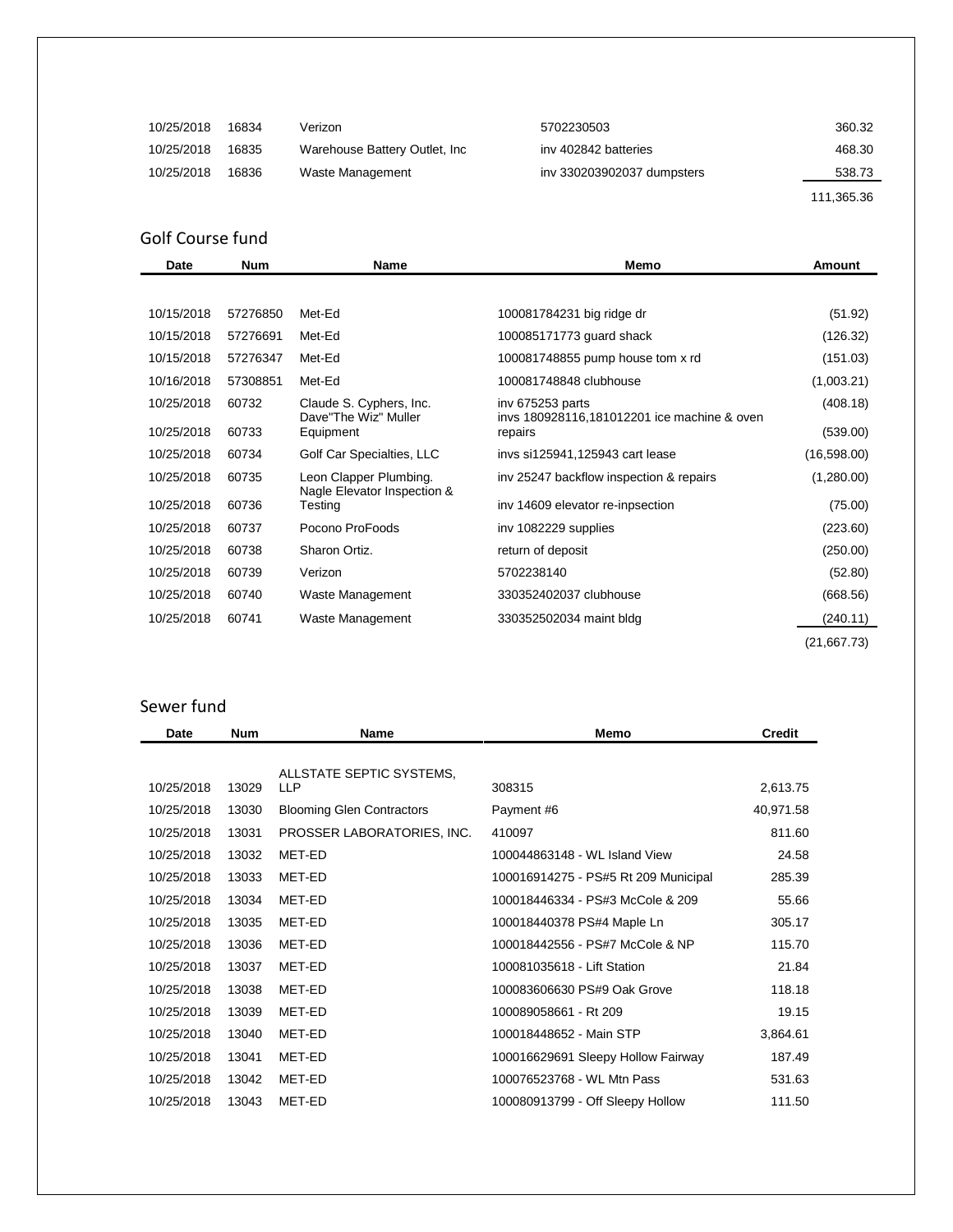| | | | | |
|---|---|---|---|---|
| 10/25/2018 | 16834 | Verizon | 5702230503 | 360.32 |
| 10/25/2018 | 16835 | Warehouse Battery Outlet, Inc | inv 402842 batteries | 468.30 |
| 10/25/2018 | 16836 | Waste Management | inv 330203902037 dumpsters | 538.73 |
| | | | | 111,365.36 |

## Golf Course fund

| Date | Num | Name | Memo | Amount |
|---|---|---|---|---|
| 10/15/2018 | 57276850 | Met-Ed | 100081784231 big ridge dr | (51.92) |
| 10/15/2018 | 57276691 | Met-Ed | 100085171773 guard shack | (126.32) |
| 10/15/2018 | 57276347 | Met-Ed | 100081748855 pump house tom x rd | (151.03) |
| 10/16/2018 | 57308851 | Met-Ed | 100081748848 clubhouse | (1,003.21) |
| 10/25/2018 | 60732 | Claude S. Cyphers, Inc. | inv 675253 parts | (408.18) |
| 10/25/2018 | 60733 | Dave"The Wiz" Muller Equipment | invs 180928116,181012201 ice machine & oven repairs | (539.00) |
| 10/25/2018 | 60734 | Golf Car Specialties, LLC | invs si125941,125943 cart lease | (16,598.00) |
| 10/25/2018 | 60735 | Leon Clapper Plumbing. | inv 25247 backflow inspection & repairs | (1,280.00) |
| 10/25/2018 | 60736 | Nagle Elevator Inspection & Testing | inv 14609 elevator re-inpsection | (75.00) |
| 10/25/2018 | 60737 | Pocono ProFoods | inv 1082229 supplies | (223.60) |
| 10/25/2018 | 60738 | Sharon Ortiz. | return of deposit | (250.00) |
| 10/25/2018 | 60739 | Verizon | 5702238140 | (52.80) |
| 10/25/2018 | 60740 | Waste Management | 330352402037 clubhouse | (668.56) |
| 10/25/2018 | 60741 | Waste Management | 330352502034 maint bldg | (240.11) |
| | | | | (21,667.73) |

## Sewer fund

| Date | Num | Name | Memo | Credit |
|---|---|---|---|---|
| 10/25/2018 | 13029 | ALLSTATE SEPTIC SYSTEMS, LLP | 308315 | 2,613.75 |
| 10/25/2018 | 13030 | Blooming Glen Contractors | Payment #6 | 40,971.58 |
| 10/25/2018 | 13031 | PROSSER LABORATORIES, INC. | 410097 | 811.60 |
| 10/25/2018 | 13032 | MET-ED | 100044863148 - WL Island View | 24.58 |
| 10/25/2018 | 13033 | MET-ED | 100016914275 - PS#5 Rt 209 Municipal | 285.39 |
| 10/25/2018 | 13034 | MET-ED | 100018446334 - PS#3 McCole & 209 | 55.66 |
| 10/25/2018 | 13035 | MET-ED | 100018440378 PS#4 Maple Ln | 305.17 |
| 10/25/2018 | 13036 | MET-ED | 100018442556 - PS#7 McCole & NP | 115.70 |
| 10/25/2018 | 13037 | MET-ED | 100081035618 - Lift Station | 21.84 |
| 10/25/2018 | 13038 | MET-ED | 100083606630 PS#9 Oak Grove | 118.18 |
| 10/25/2018 | 13039 | MET-ED | 100089058661 - Rt 209 | 19.15 |
| 10/25/2018 | 13040 | MET-ED | 100018448652 - Main STP | 3,864.61 |
| 10/25/2018 | 13041 | MET-ED | 100016629691 Sleepy Hollow Fairway | 187.49 |
| 10/25/2018 | 13042 | MET-ED | 100076523768 - WL Mtn Pass | 531.63 |
| 10/25/2018 | 13043 | MET-ED | 100080913799 - Off Sleepy Hollow | 111.50 |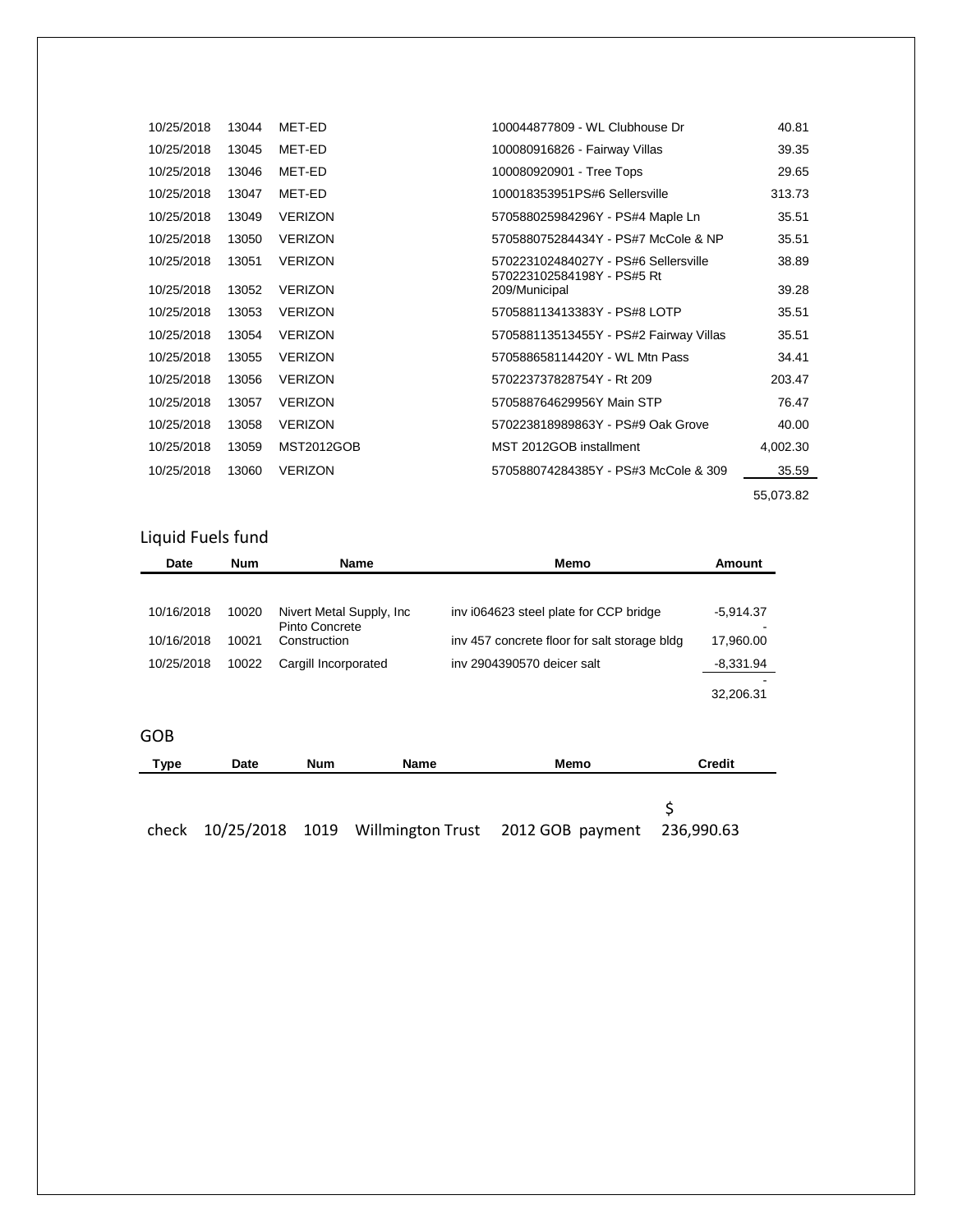| | | | | |
|---|---|---|---|---|
| 10/25/2018 | 13044 | MET-ED | 100044877809 - WL Clubhouse Dr | 40.81 |
| 10/25/2018 | 13045 | MET-ED | 100080916826 - Fairway Villas | 39.35 |
| 10/25/2018 | 13046 | MET-ED | 100080920901 - Tree Tops | 29.65 |
| 10/25/2018 | 13047 | MET-ED | 100018353951PS#6 Sellersville | 313.73 |
| 10/25/2018 | 13049 | VERIZON | 570588025984296Y - PS#4 Maple Ln | 35.51 |
| 10/25/2018 | 13050 | VERIZON | 570588075284434Y - PS#7 McCole & NP | 35.51 |
| 10/25/2018 | 13051 | VERIZON | 570223102484027Y - PS#6 Sellersville | 38.89 |
| 10/25/2018 | 13052 | VERIZON | 570223102584198Y - PS#5 Rt 209/Municipal | 39.28 |
| 10/25/2018 | 13053 | VERIZON | 570588113413383Y - PS#8 LOTP | 35.51 |
| 10/25/2018 | 13054 | VERIZON | 570588113513455Y - PS#2 Fairway Villas | 35.51 |
| 10/25/2018 | 13055 | VERIZON | 570588658114420Y - WL Mtn Pass | 34.41 |
| 10/25/2018 | 13056 | VERIZON | 570223737828754Y - Rt 209 | 203.47 |
| 10/25/2018 | 13057 | VERIZON | 570588764629956Y Main STP | 76.47 |
| 10/25/2018 | 13058 | VERIZON | 570223818989863Y - PS#9 Oak Grove | 40.00 |
| 10/25/2018 | 13059 | MST2012GOB | MST 2012GOB installment | 4,002.30 |
| 10/25/2018 | 13060 | VERIZON | 570588074284385Y - PS#3 McCole & 309 | 35.59 |
| | | | | 55,073.82 |

## Liquid Fuels fund

| Date | Num | Name | Memo | Amount |
|---|---|---|---|---|
| 10/16/2018 | 10020 | Nivert Metal Supply, Inc | inv i064623 steel plate for CCP bridge | -5,914.37 |
| 10/16/2018 | 10021 | Pinto Concrete Construction | inv 457 concrete floor for salt storage bldg | -17,960.00 |
| 10/25/2018 | 10022 | Cargill Incorporated | inv 2904390570 deicer salt | -8,331.94 |
| | | | | -32,206.31 |

## GOB

| Type | Date | Num | Name | Memo | Credit |
|---|---|---|---|---|---|
| check | 10/25/2018 | 1019 | Willmington Trust | 2012 GOB payment | $ 236,990.63 |